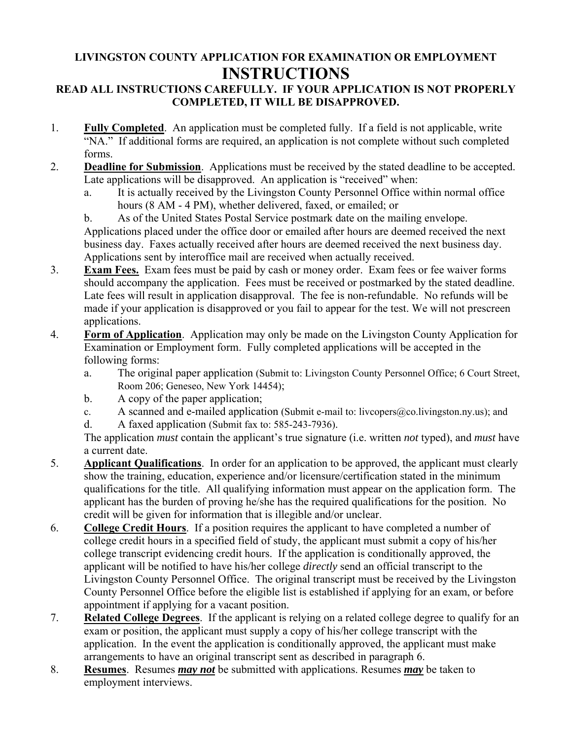**LIVINGSTON COUNTY APPLICATION FOR EXAMINATION OR EMPLOYMENT**

# INSTRUCTIONS

**READ ALL INSTRUCTIONS CAREFULLY. IF YOUR APPLICATION IS NOT PROPERLY COMPLETED, IT WILL BE DISAPPROVED.**

1. **Fully Completed**. An application must be completed fully. If a field is not applicable, write "NA." If additional forms are required, an application is not complete without such completed forms.
2. **Deadline for Submission**. Applications must be received by the stated deadline to be accepted. Late applications will be disapproved. An application is "received" when:
   a. It is actually received by the Livingston County Personnel Office within normal office hours (8 AM - 4 PM), whether delivered, faxed, or emailed; or
   b. As of the United States Postal Service postmark date on the mailing envelope.

   Applications placed under the office door or emailed after hours are deemed received the next business day. Faxes actually received after hours are deemed received the next business day. Applications sent by interoffice mail are received when actually received.
3. **Exam Fees.** Exam fees must be paid by cash or money order. Exam fees or fee waiver forms should accompany the application. Fees must be received or postmarked by the stated deadline. Late fees will result in application disapproval. The fee is non-refundable. No refunds will be made if your application is disapproved or you fail to appear for the test. We will not prescreen applications.
4. **Form of Application**. Application may only be made on the Livingston County Application for Examination or Employment form. Fully completed applications will be accepted in the following forms:
   a. The original paper application (Submit to: Livingston County Personnel Office; 6 Court Street, Room 206; Geneseo, New York 14454);
   b. A copy of the paper application;
   c. A scanned and e-mailed application (Submit e-mail to: livcopers@co.livingston.ny.us); and
   d. A faxed application (Submit fax to: 585-243-7936).

   The application *must* contain the applicant's true signature (i.e. written *not* typed), and *must* have a current date.
5. **Applicant Qualifications**. In order for an application to be approved, the applicant must clearly show the training, education, experience and/or licensure/certification stated in the minimum qualifications for the title. All qualifying information must appear on the application form. The applicant has the burden of proving he/she has the required qualifications for the position. No credit will be given for information that is illegible and/or unclear.
6. **College Credit Hours**. If a position requires the applicant to have completed a number of college credit hours in a specified field of study, the applicant must submit a copy of his/her college transcript evidencing credit hours. If the application is conditionally approved, the applicant will be notified to have his/her college *directly* send an official transcript to the Livingston County Personnel Office. The original transcript must be received by the Livingston County Personnel Office before the eligible list is established if applying for an exam, or before appointment if applying for a vacant position.
7. **Related College Degrees**. If the applicant is relying on a related college degree to qualify for an exam or position, the applicant must supply a copy of his/her college transcript with the application. In the event the application is conditionally approved, the applicant must make arrangements to have an original transcript sent as described in paragraph 6.
8. **Resumes**. Resumes ***may not*** be submitted with applications. Resumes ***may*** be taken to employment interviews.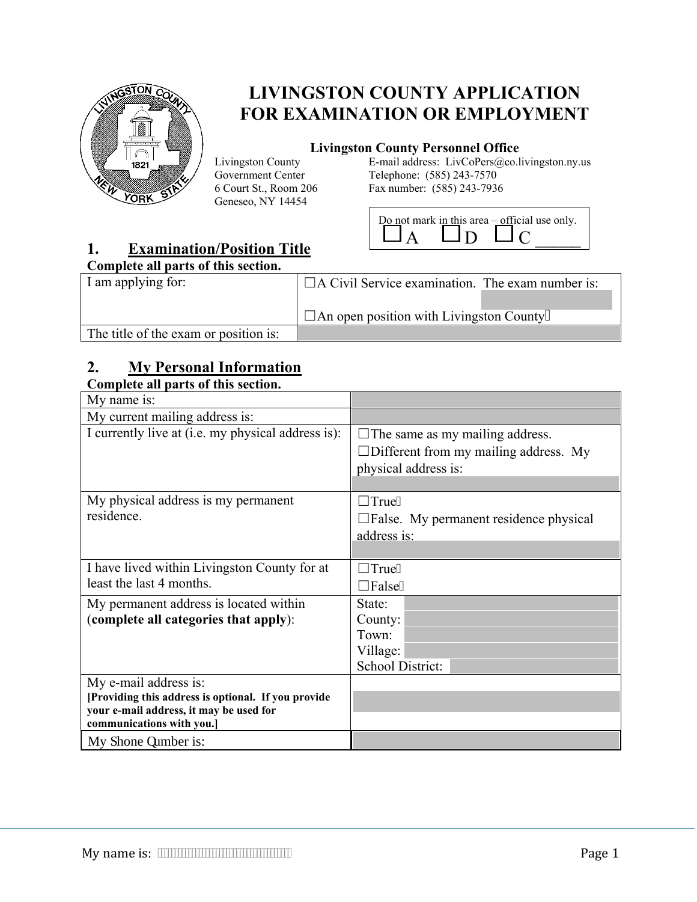# LIVINGSTON COUNTY APPLICATION FOR EXAMINATION OR EMPLOYMENT

**Livingston County Personnel Office**

Livingston County
Government Center
6 Court St., Room 206
Geneseo, NY 14454

E-mail address: LivCoPers@co.livingston.ny.us
Telephone: (585) 243-7570
Fax number: (585) 243-7936

Do not mark in this area – official use only.
☐A ☐D ☐C _____

## 1. Examination/Position Title

**Complete all parts of this section.**

| | |
|---|---|
| I am applying for: | ☐A Civil Service examination. The exam number is: <br> ☐An open position with Livingston County |
| The title of the exam or position is: | |

## 2. My Personal Information

**Complete all parts of this section.**

| | |
|---|---|
| My name is: | |
| My current mailing address is: | |
| I currently live at (i.e. my physical address is): | ☐The same as my mailing address. <br> ☐Different from my mailing address. My physical address is: |
| My physical address is my permanent residence. | ☐True <br> ☐False. My permanent residence physical address is: |
| I have lived within Livingston County for at least the last 4 months. | ☐True <br> ☐False |
| My permanent address is located within (**complete all categories that apply**): | State: <br> County: <br> Town: <br> Village: <br> School District: |
| My e-mail address is: <br> **[Providing this address is optional. If you provide your e-mail address, it may be used for communications with you.]** | |
| My Shone Qumber is: | |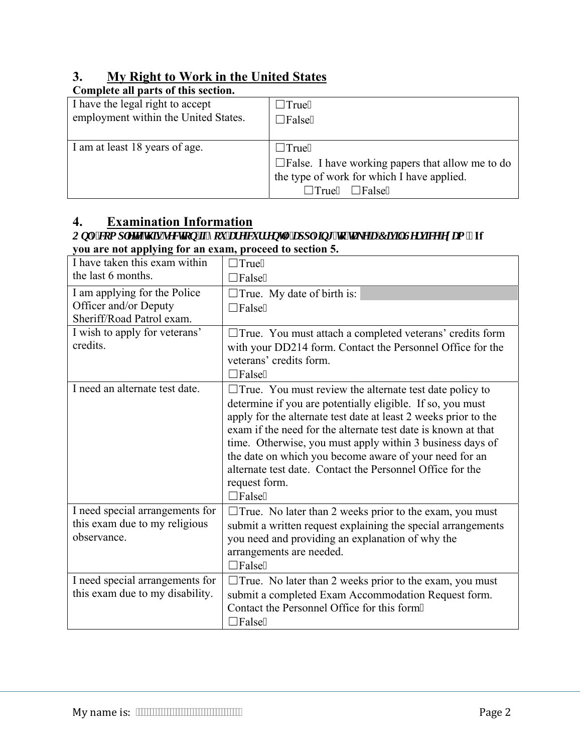## 3. My Right to Work in the United States

**Complete all parts of this section.**

| | |
|---|---|
| I have the legal right to accept employment within the United States. | ☐True<br>☐False |
| I am at least 18 years of age. | ☐True<br>☐False. I have working papers that allow me to do the type of work for which I have applied.<br>☐True ☐False |

## 4. Examination Information

***Only complete this section if you are currently applying to take a Civil Service exam.* If you are not applying for an exam, proceed to section 5.**

| | |
|---|---|
| I have taken this exam within the last 6 months. | ☐True<br>☐False |
| I am applying for the Police Officer and/or Deputy Sheriff/Road Patrol exam. | ☐True. My date of birth is:<br>☐False |
| I wish to apply for veterans' credits. | ☐True. You must attach a completed veterans' credits form with your DD214 form. Contact the Personnel Office for the veterans' credits form.<br>☐False |
| I need an alternate test date. | ☐True. You must review the alternate test date policy to determine if you are potentially eligible. If so, you must apply for the alternate test date at least 2 weeks prior to the exam if the need for the alternate test date is known at that time. Otherwise, you must apply within 3 business days of the date on which you become aware of your need for an alternate test date. Contact the Personnel Office for the request form.<br>☐False |
| I need special arrangements for this exam due to my religious observance. | ☐True. No later than 2 weeks prior to the exam, you must submit a written request explaining the special arrangements you need and providing an explanation of why the arrangements are needed.<br>☐False |
| I need special arrangements for this exam due to my disability. | ☐True. No later than 2 weeks prior to the exam, you must submit a completed Exam Accommodation Request form. Contact the Personnel Office for this form.<br>☐False |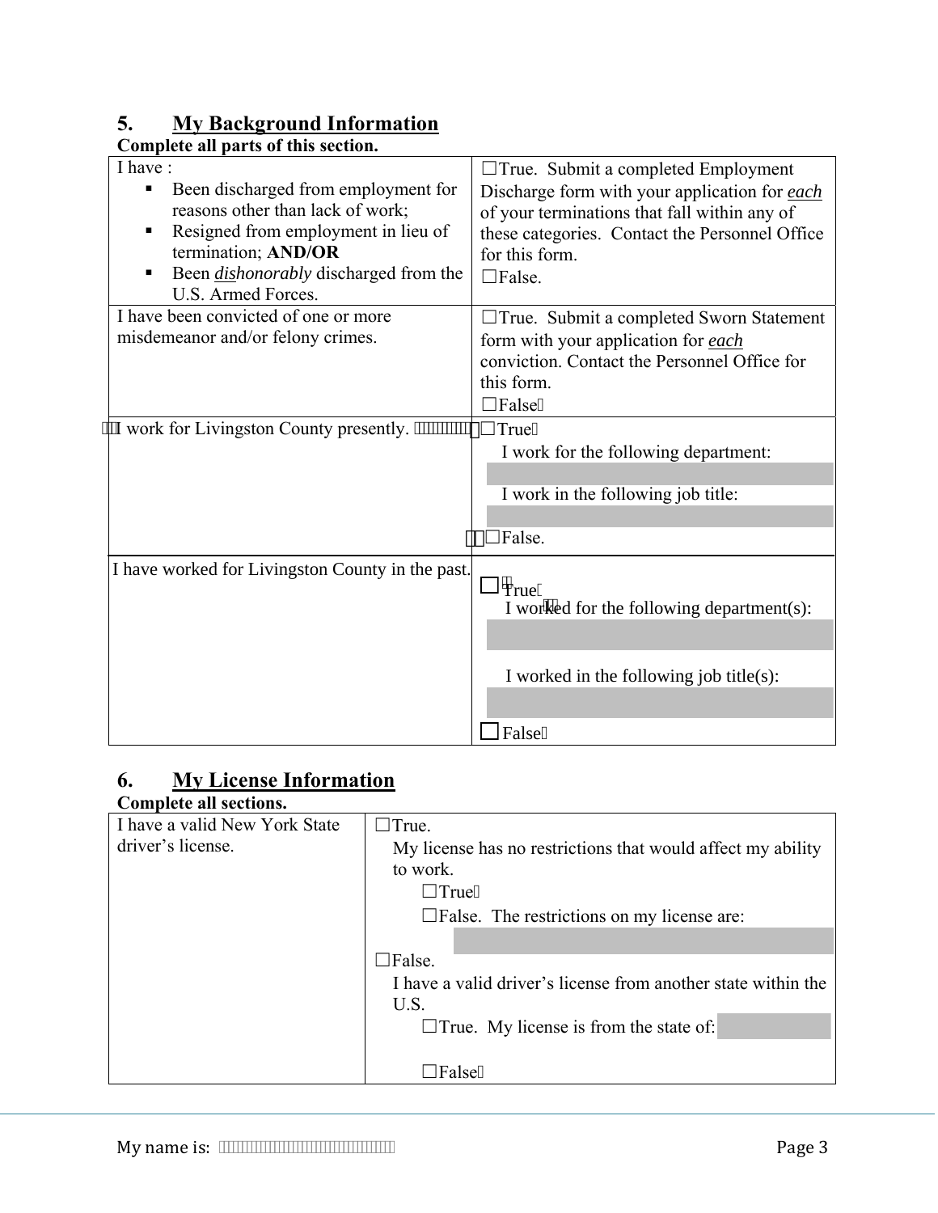## 5. My Background Information

**Complete all parts of this section.**

| | |
|---|---|
| I have :<br>▪ Been discharged from employment for reasons other than lack of work;<br>▪ Resigned from employment in lieu of termination; **AND/OR**<br>▪ Been *dishonorably* discharged from the U.S. Armed Forces. | ☐True. Submit a completed Employment Discharge form with your application for ***each*** of your terminations that fall within any of these categories. Contact the Personnel Office for this form.<br>☐False. |
| I have been convicted of one or more misdemeanor and/or felony crimes. | ☐True. Submit a completed Sworn Statement form with your application for ***each*** conviction. Contact the Personnel Office for this form.<br>☐False |
| I work for Livingston County presently. | ☐True<br>I work for the following department:<br><br>I work in the following job title:<br><br>☐False. |
| I have worked for Livingston County in the past. | ☐True<br>I worked for the following department(s):<br><br>I worked in the following job title(s):<br><br>☐False |

## 6. My License Information

**Complete all sections.**

| | |
|---|---|
| I have a valid New York State driver's license. | ☐True.<br>My license has no restrictions that would affect my ability to work.<br>☐True<br>☐False. The restrictions on my license are:<br><br>☐False.<br>I have a valid driver's license from another state within the U.S.<br>☐True. My license is from the state of:<br><br>☐False |

My name is: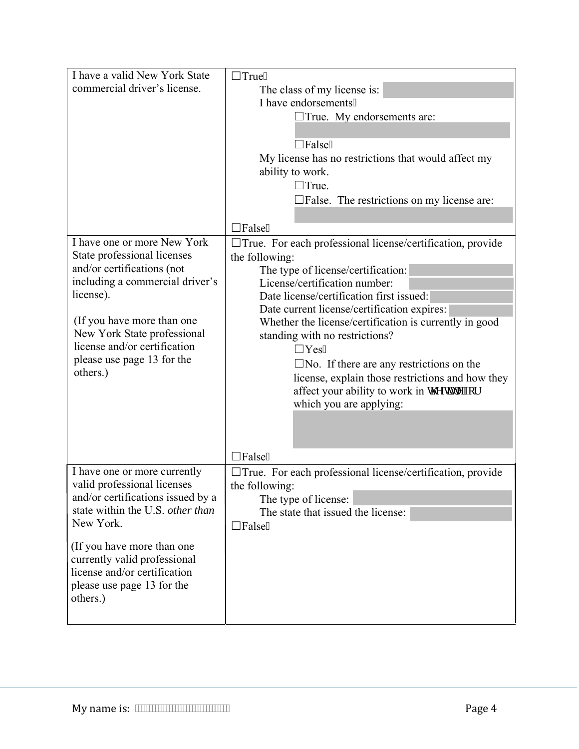| | |
|---|---|
| I have a valid New York State commercial driver's license. | ☐True<br>The class of my license is:<br>I have endorsements<br>☐True. My endorsements are:<br>☐False<br>My license has no restrictions that would affect my ability to work.<br>☐True.<br>☐False. The restrictions on my license are:<br>☐False |
| I have one or more New York State professional licenses and/or certifications (not including a commercial driver's license).<br><br>(If you have more than one New York State professional license and/or certification please use page 13 for the others.) | ☐True. For each professional license/certification, provide the following:<br>The type of license/certification:<br>License/certification number:<br>Date license/certification first issued:<br>Date current license/certification expires:<br>Whether the license/certification is currently in good standing with no restrictions?<br>☐Yes<br>☐No. If there are any restrictions on the license, explain those restrictions and how they affect your ability to work in the title for which you are applying:<br>☐False |
| I have one or more currently valid professional licenses and/or certifications issued by a state within the U.S. *other than* New York.<br><br>(If you have more than one currently valid professional license and/or certification please use page 13 for the others.) | ☐True. For each professional license/certification, provide the following:<br>The type of license:<br>The state that issued the license:<br>☐False |

My name is: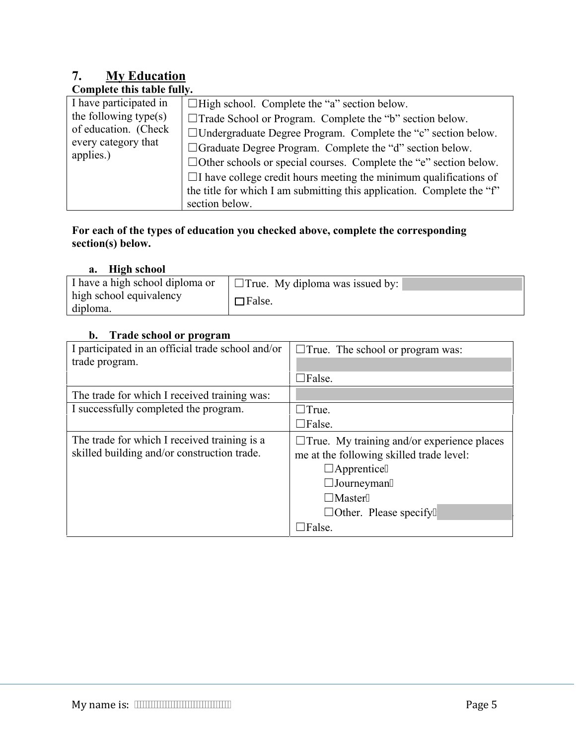## 7. My Education

**Complete this table fully.**

| | |
|---|---|
| I have participated in the following type(s) of education. (Check every category that applies.) | ☐High school. Complete the "a" section below.<br>☐Trade School or Program. Complete the "b" section below.<br>☐Undergraduate Degree Program. Complete the "c" section below.<br>☐Graduate Degree Program. Complete the "d" section below.<br>☐Other schools or special courses. Complete the "e" section below.<br>☐I have college credit hours meeting the minimum qualifications of the title for which I am submitting this application. Complete the "f" section below. |

**For each of the types of education you checked above, complete the corresponding section(s) below.**

### a. High school

| | |
|---|---|
| I have a high school diploma or high school equivalency diploma. | ☐True. My diploma was issued by:<br>☐False. |

### b. Trade school or program

| | |
|---|---|
| I participated in an official trade school and/or trade program. | ☐True. The school or program was:<br><br>☐False. |
| The trade for which I received training was: | |
| I successfully completed the program. | ☐True.<br>☐False. |
| The trade for which I received training is a skilled building and/or construction trade. | ☐True. My training and/or experience places me at the following skilled trade level:<br>☐Apprentice<br>☐Journeyman<br>☐Master<br>☐Other. Please specify<br>☐False. |

My name is: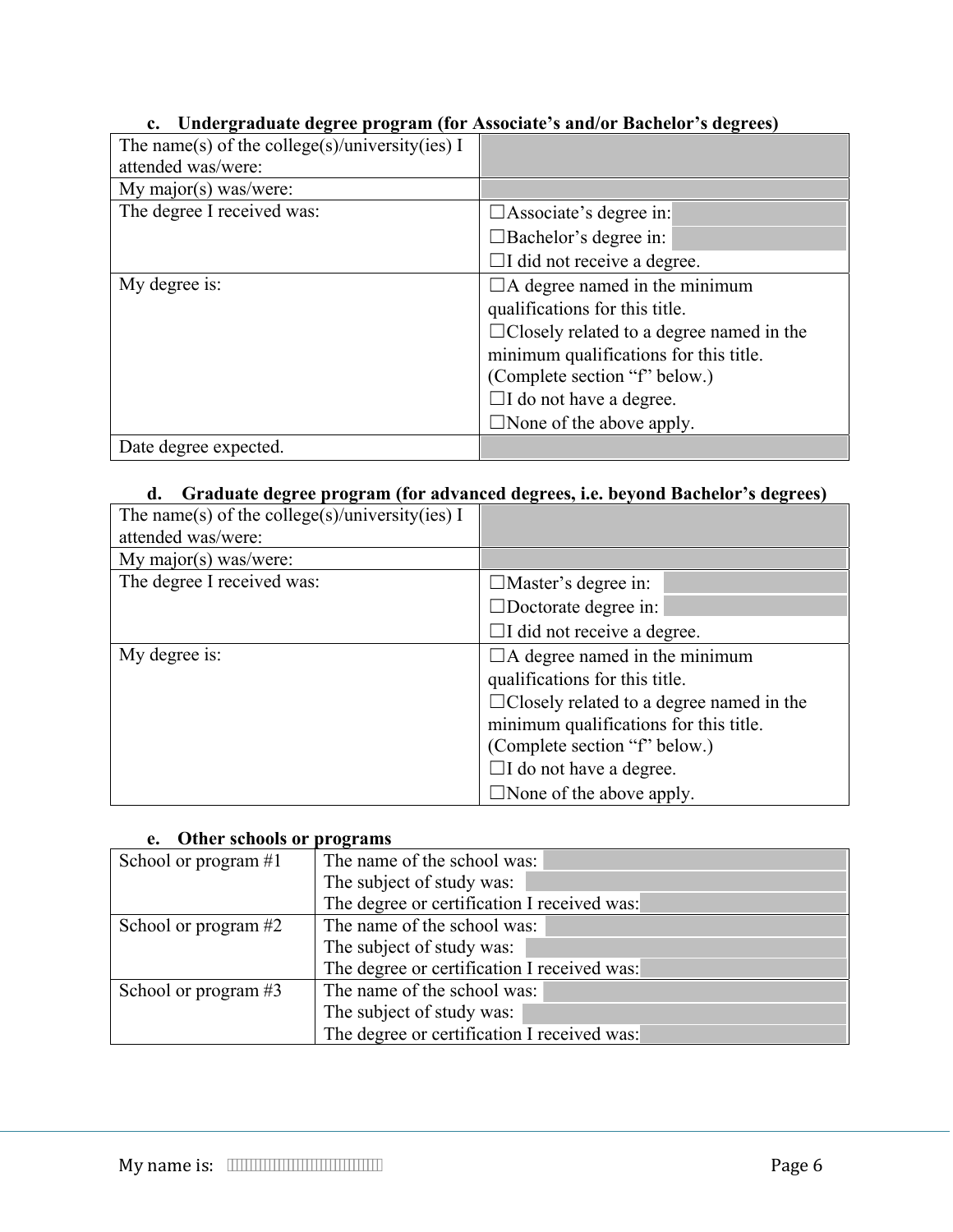### c. Undergraduate degree program (for Associate's and/or Bachelor's degrees)

| | |
|---|---|
| The name(s) of the college(s)/university(ies) I attended was/were: | |
| My major(s) was/were: | |
| The degree I received was: | ☐Associate's degree in: <br> ☐Bachelor's degree in: <br> ☐I did not receive a degree. |
| My degree is: | ☐A degree named in the minimum qualifications for this title. <br> ☐Closely related to a degree named in the minimum qualifications for this title. (Complete section "f" below.) <br> ☐I do not have a degree. <br> ☐None of the above apply. |
| Date degree expected. | |

### d. Graduate degree program (for advanced degrees, i.e. beyond Bachelor's degrees)

| | |
|---|---|
| The name(s) of the college(s)/university(ies) I attended was/were: | |
| My major(s) was/were: | |
| The degree I received was: | ☐Master's degree in: <br> ☐Doctorate degree in: <br> ☐I did not receive a degree. |
| My degree is: | ☐A degree named in the minimum qualifications for this title. <br> ☐Closely related to a degree named in the minimum qualifications for this title. (Complete section "f" below.) <br> ☐I do not have a degree. <br> ☐None of the above apply. |

### e. Other schools or programs

| | |
|---|---|
| School or program #1 | The name of the school was: <br> The subject of study was: <br> The degree or certification I received was: |
| School or program #2 | The name of the school was: <br> The subject of study was: <br> The degree or certification I received was: |
| School or program #3 | The name of the school was: <br> The subject of study was: <br> The degree or certification I received was: |

My name is: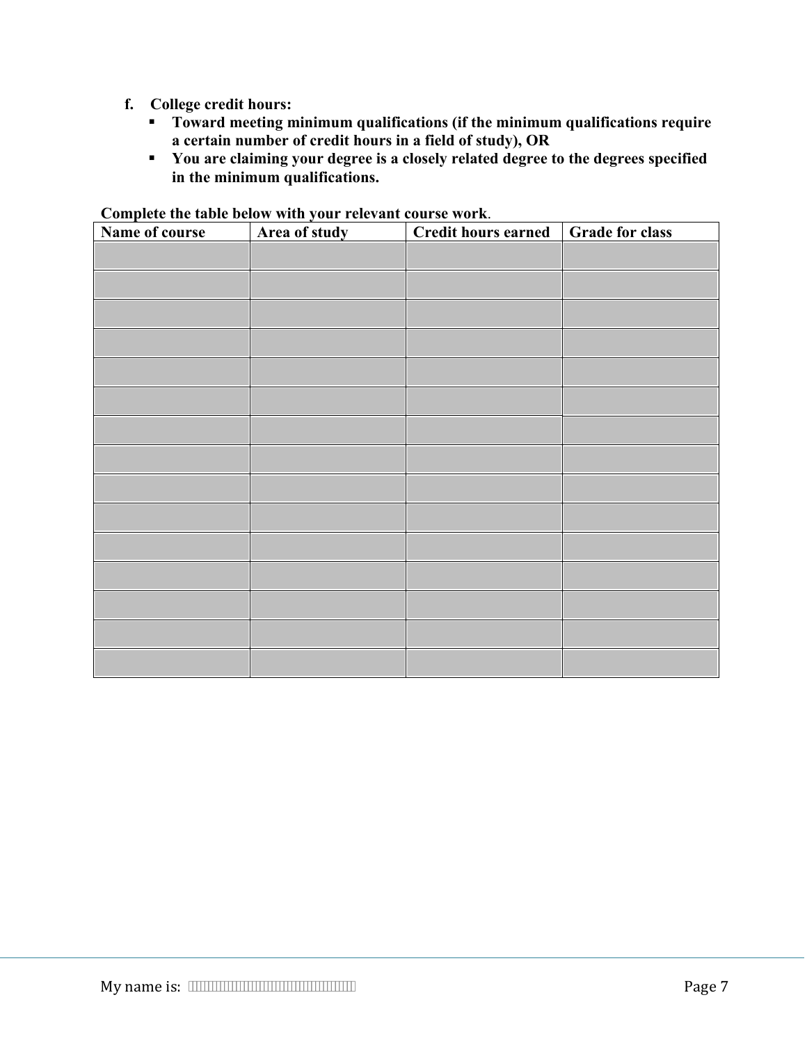f. **College credit hours:**
   - **Toward meeting minimum qualifications (if the minimum qualifications require a certain number of credit hours in a field of study), OR**
   - **You are claiming your degree is a closely related degree to the degrees specified in the minimum qualifications.**

**Complete the table below with your relevant course work.**

| Name of course | Area of study | Credit hours earned | Grade for class |
|---|---|---|---|
| | | | |
| | | | |
| | | | |
| | | | |
| | | | |
| | | | |
| | | | |
| | | | |
| | | | |
| | | | |
| | | | |
| | | | |
| | | | |
| | | | |
| | | | |

My name is: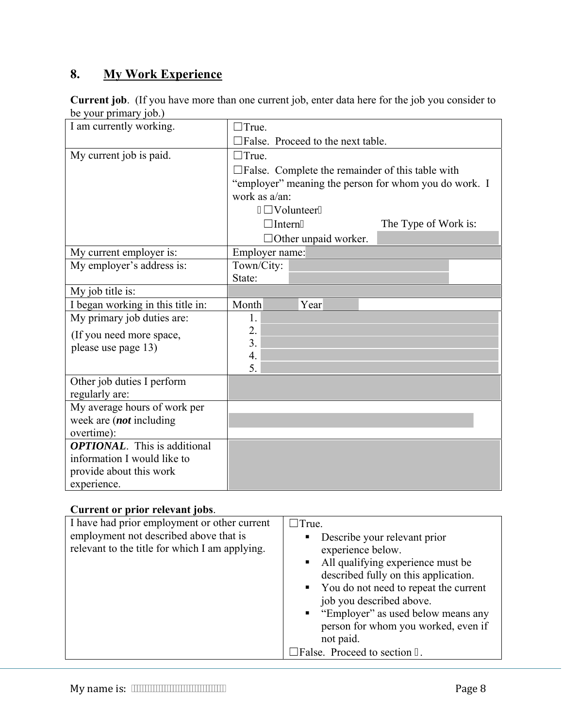## 8. My Work Experience

**Current job**. (If you have more than one current job, enter data here for the job you consider to be your primary job.)

| | |
|---|---|
| I am currently working. | ☐True.<br>☐False. Proceed to the next table. |
| My current job is paid. | ☐True.<br>☐False. Complete the remainder of this table with "employer" meaning the person for whom you do work. I work as a/an:<br>☐Volunteer<br>☐Intern The Type of Work is:<br>☐Other unpaid worker. |
| My current employer is: | Employer name: |
| My employer's address is: | Town/City:<br>State: |
| My job title is: | |
| I began working in this title in: | Month Year |
| My primary job duties are:<br>(If you need more space, please use page 13) | 1.<br>2.<br>3.<br>4.<br>5. |
| Other job duties I perform regularly are: | |
| My average hours of work per week are (***not*** including overtime): | |
| ***OPTIONAL***. This is additional information I would like to provide about this work experience. | |

**Current or prior relevant jobs**.

| | |
|---|---|
| I have had prior employment or other current employment not described above that is relevant to the title for which I am applying. | ☐True.<br>▪ Describe your relevant prior experience below.<br>▪ All qualifying experience must be described fully on this application.<br>▪ You do not need to repeat the current job you described above.<br>▪ "Employer" as used below means any person for whom you worked, even if not paid.<br>☐False. Proceed to section . |

My name is: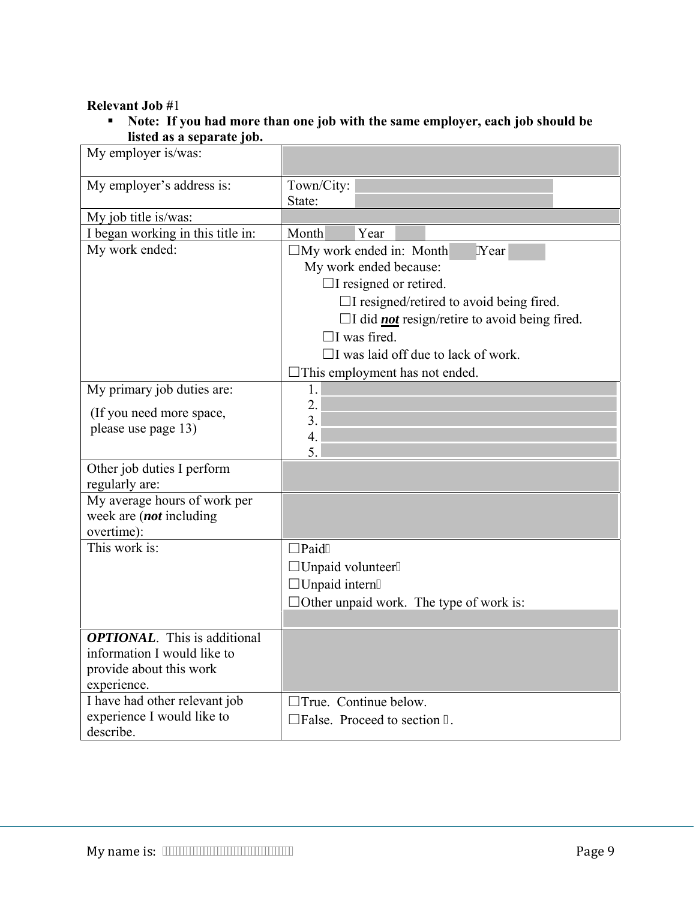**Relevant Job #**1

- **Note: If you had more than one job with the same employer, each job should be listed as a separate job.**

| | |
|---|---|
| My employer is/was: | |
| My employer's address is: | Town/City: <br> State: |
| My job title is/was: | |
| I began working in this title in: | Month Year |
| My work ended: | ☐My work ended in: Month Year <br> My work ended because: <br> ☐I resigned or retired. <br> ☐I resigned/retired to avoid being fired. <br> ☐I did ***not*** resign/retire to avoid being fired. <br> ☐I was fired. <br> ☐I was laid off due to lack of work. <br> ☐This employment has not ended. |
| My primary job duties are: <br> (If you need more space, please use page 13) | 1. <br> 2. <br> 3. <br> 4. <br> 5. |
| Other job duties I perform regularly are: | |
| My average hours of work per week are (***not*** including overtime): | |
| This work is: | ☐Paid <br> ☐Unpaid volunteer <br> ☐Unpaid intern <br> ☐Other unpaid work. The type of work is: |
| ***OPTIONAL***. This is additional information I would like to provide about this work experience. | |
| I have had other relevant job experience I would like to describe. | ☐True. Continue below. <br> ☐False. Proceed to section . |

My name is: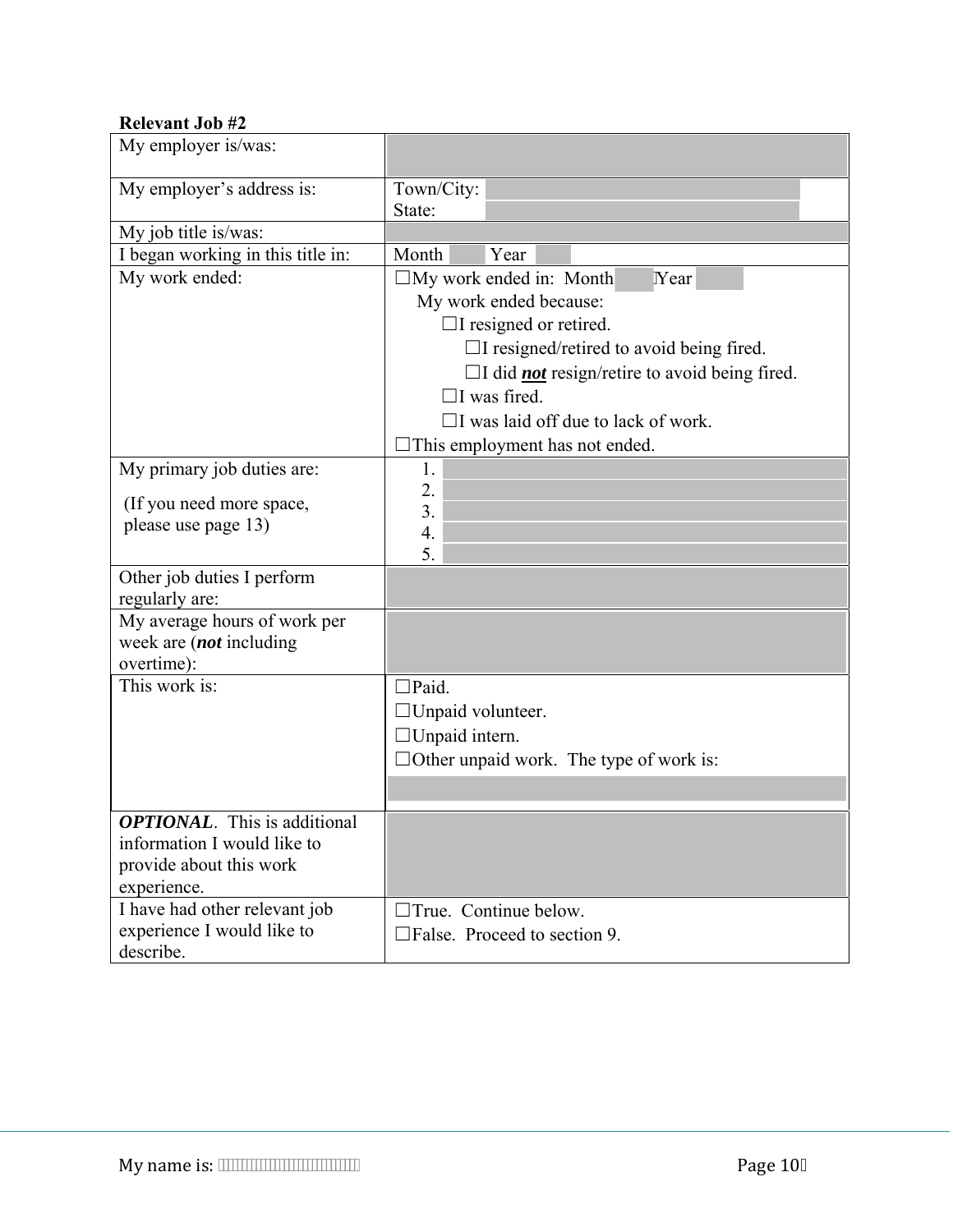**Relevant Job #2**

| My employer is/was: | |
|---|---|
| My employer's address is: | Town/City: <br> State: |
| My job title is/was: | |
| I began working in this title in: | Month Year |
| My work ended: | ☐My work ended in: Month Year <br> My work ended because: <br> ☐I resigned or retired. <br> ☐I resigned/retired to avoid being fired. <br> ☐I did ***not*** resign/retire to avoid being fired. <br> ☐I was fired. <br> ☐I was laid off due to lack of work. <br> ☐This employment has not ended. |
| My primary job duties are: <br> (If you need more space, please use page 13) | 1. <br> 2. <br> 3. <br> 4. <br> 5. |
| Other job duties I perform regularly are: | |
| My average hours of work per week are (***not*** including overtime): | |
| This work is: | ☐Paid. <br> ☐Unpaid volunteer. <br> ☐Unpaid intern. <br> ☐Other unpaid work. The type of work is: |
| ***OPTIONAL***. This is additional information I would like to provide about this work experience. | |
| I have had other relevant job experience I would like to describe. | ☐True. Continue below. <br> ☐False. Proceed to section 9. |

My name is: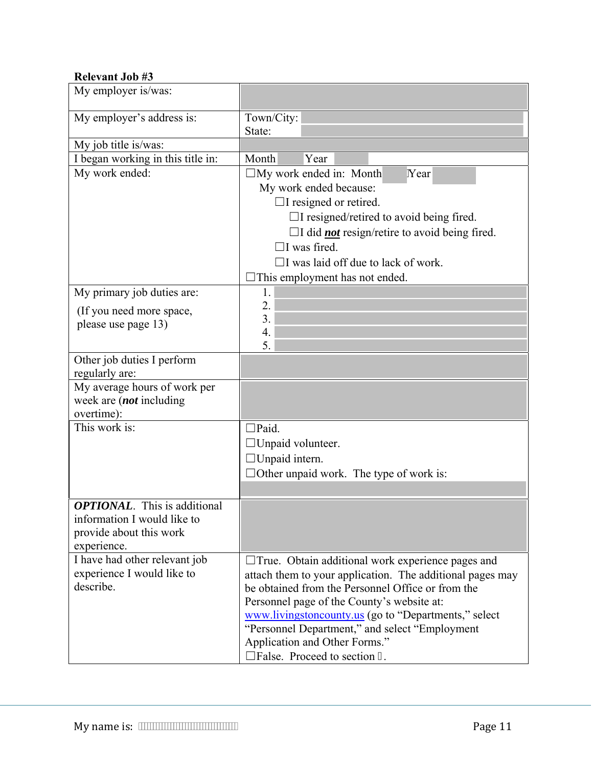**Relevant Job #3**

| My employer is/was: | |
|---|---|
| My employer's address is: | Town/City: <br> State: |
| My job title is/was: | |
| I began working in this title in: | Month Year |
| My work ended: | ☐My work ended in: Month Year <br> My work ended because: <br> ☐I resigned or retired. <br> ☐I resigned/retired to avoid being fired. <br> ☐I did ***not*** resign/retire to avoid being fired. <br> ☐I was fired. <br> ☐I was laid off due to lack of work. <br> ☐This employment has not ended. |
| My primary job duties are: <br> (If you need more space, please use page 13) | 1. <br> 2. <br> 3. <br> 4. <br> 5. |
| Other job duties I perform regularly are: | |
| My average hours of work per week are (***not*** including overtime): | |
| This work is: | ☐Paid. <br> ☐Unpaid volunteer. <br> ☐Unpaid intern. <br> ☐Other unpaid work. The type of work is: |
| ***OPTIONAL***. This is additional information I would like to provide about this work experience. | |
| I have had other relevant job experience I would like to describe. | ☐True. Obtain additional work experience pages and attach them to your application. The additional pages may be obtained from the Personnel Office or from the Personnel page of the County's website at: [www.livingstoncounty.us](http://www.livingstoncounty.us) (go to "Departments," select "Personnel Department," and select "Employment Application and Other Forms." <br> ☐False. Proceed to section . |

My name is: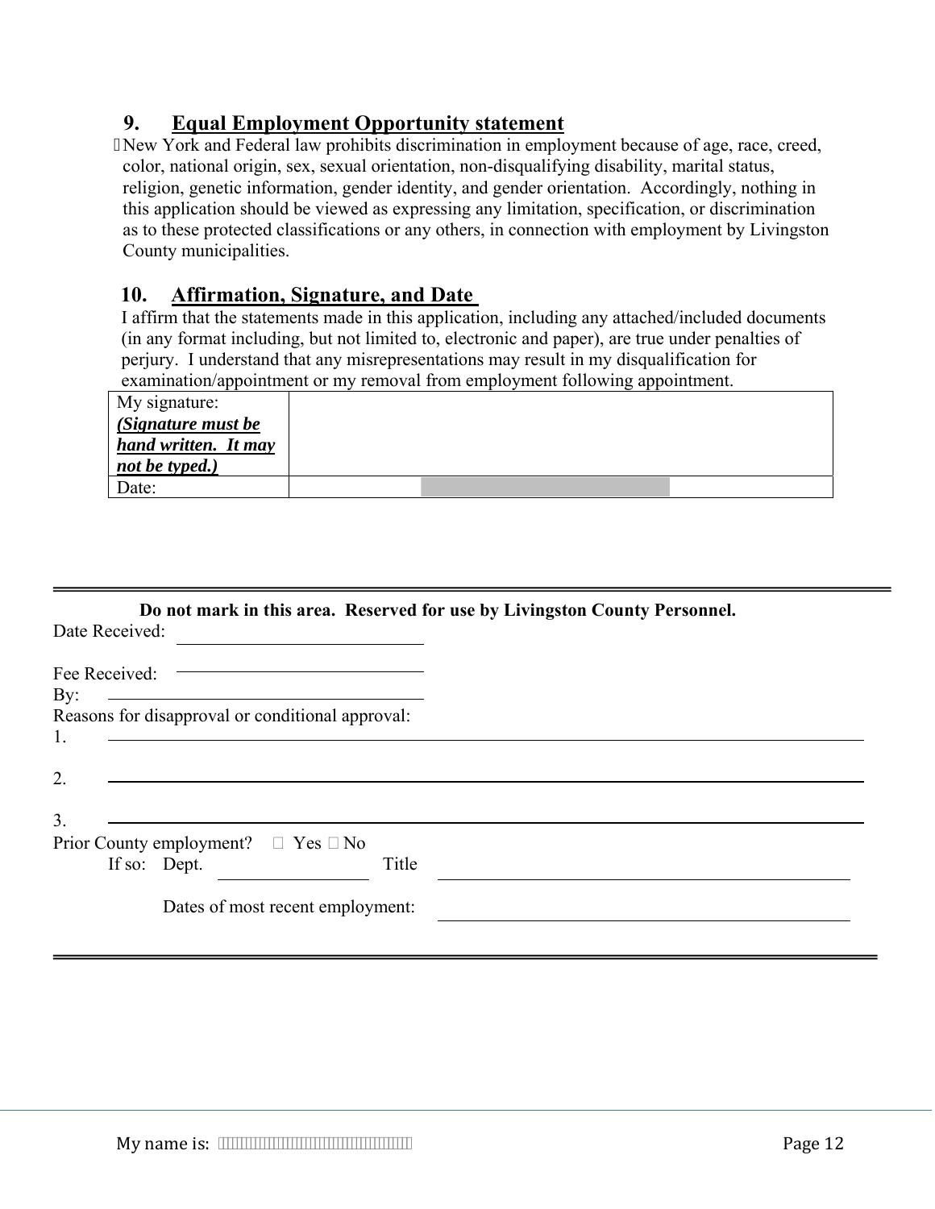## 9. Equal Employment Opportunity statement

New York and Federal law prohibits discrimination in employment because of age, race, creed, color, national origin, sex, sexual orientation, non-disqualifying disability, marital status, religion, genetic information, gender identity, and gender orientation. Accordingly, nothing in this application should be viewed as expressing any limitation, specification, or discrimination as to these protected classifications or any others, in connection with employment by Livingston County municipalities.

## 10. Affirmation, Signature, and Date

I affirm that the statements made in this application, including any attached/included documents (in any format including, but not limited to, electronic and paper), are true under penalties of perjury. I understand that any misrepresentations may result in my disqualification for examination/appointment or my removal from employment following appointment.

| | |
|---|---|
| My signature: ***(Signature must be hand written. It may not be typed.)*** | |
| Date: | |

---

**Do not mark in this area. Reserved for use by Livingston County Personnel.**

Date Received: ____________________

Fee Received: ____________________

By: ____________________

Reasons for disapproval or conditional approval:

1. ____________________
2. ____________________
3. ____________________

Prior County employment? ☐ Yes ☐ No

If so: Dept. ____________ Title ____________________

Dates of most recent employment: ____________________

---

My name is: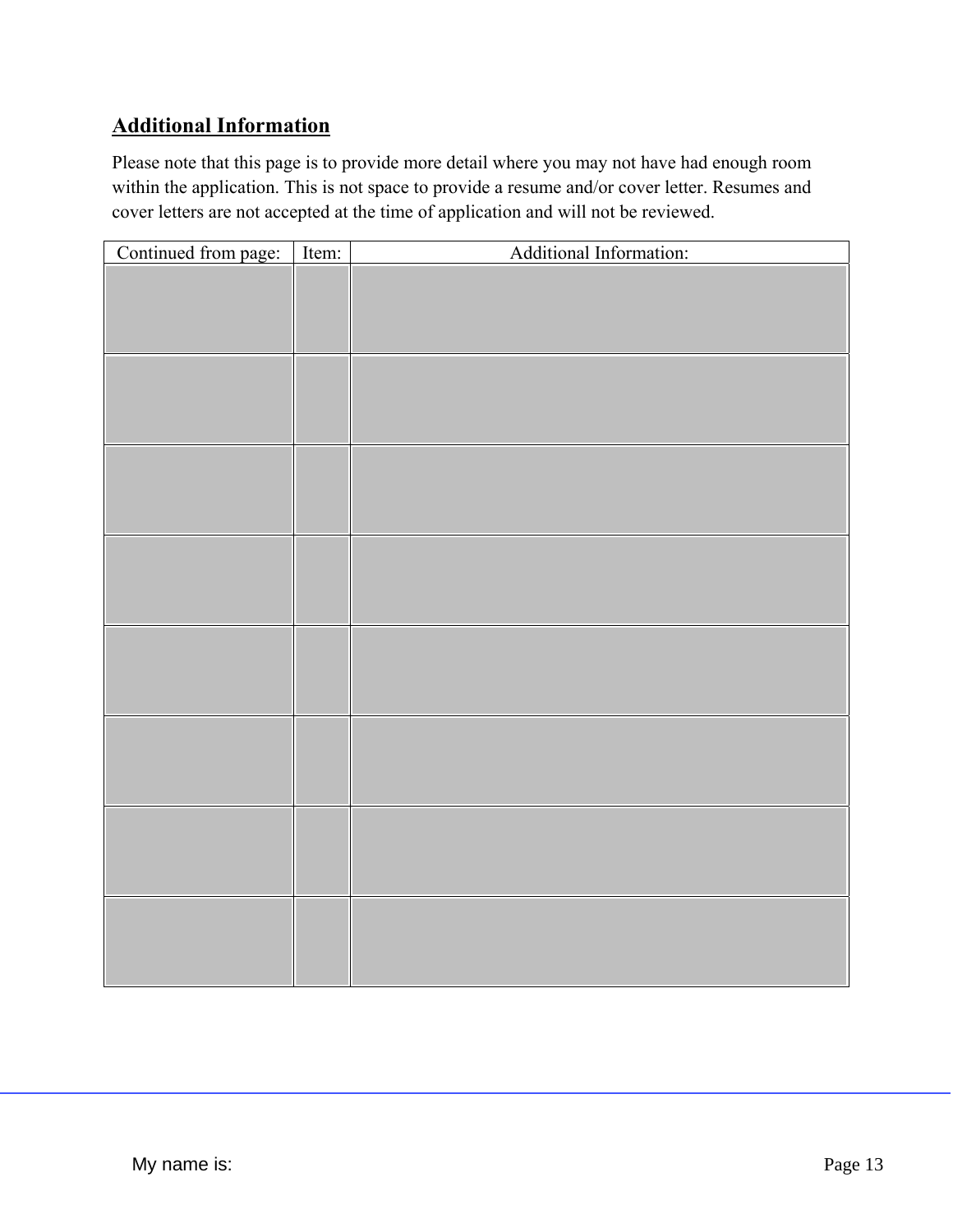## Additional Information

Please note that this page is to provide more detail where you may not have had enough room within the application. This is not space to provide a resume and/or cover letter. Resumes and cover letters are not accepted at the time of application and will not be reviewed.

| Continued from page: | Item: | Additional Information: |
| --- | --- | --- |
| | | |
| | | |
| | | |
| | | |
| | | |
| | | |
| | | |
| | | |

My name is: